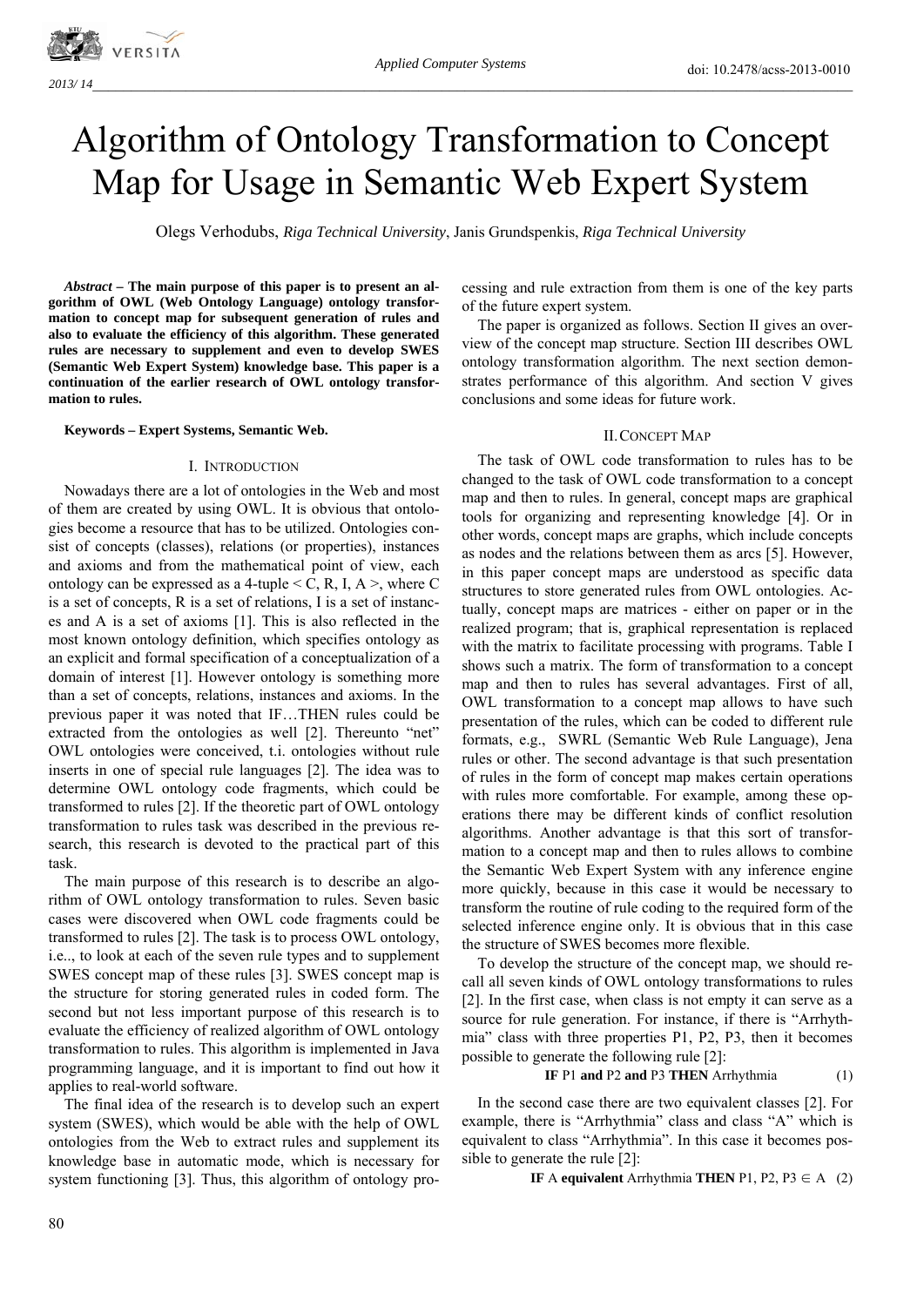# Algorithm of Ontology Transformation to Concept Map for Usage in Semantic Web Expert System

Olegs Verhodubs, *Riga Technical University*, Janis Grundspenkis, *Riga Technical University*

***Abstract* – The main purpose of this paper is to present an algorithm of OWL (Web Ontology Language) ontology transformation to concept map for subsequent generation of rules and also to evaluate the efficiency of this algorithm. These generated rules are necessary to supplement and even to develop SWES (Semantic Web Expert System) knowledge base. This paper is a continuation of the earlier research of OWL ontology transformation to rules.**

**Keywords – Expert Systems, Semantic Web.**

## I. Introduction

Nowadays there are a lot of ontologies in the Web and most of them are created by using OWL. It is obvious that ontologies become a resource that has to be utilized. Ontologies consist of concepts (classes), relations (or properties), instances and axioms and from the mathematical point of view, each ontology can be expressed as a 4-tuple < C, R, I, A >, where C is a set of concepts, R is a set of relations, I is a set of instances and A is a set of axioms [1]. This is also reflected in the most known ontology definition, which specifies ontology as an explicit and formal specification of a conceptualization of a domain of interest [1]. However ontology is something more than a set of concepts, relations, instances and axioms. In the previous paper it was noted that IF…THEN rules could be extracted from the ontologies as well [2]. Thereunto "net" OWL ontologies were conceived, t.i. ontologies without rule inserts in one of special rule languages [2]. The idea was to determine OWL ontology code fragments, which could be transformed to rules [2]. If the theoretic part of OWL ontology transformation to rules task was described in the previous research, this research is devoted to the practical part of this task.

The main purpose of this research is to describe an algorithm of OWL ontology transformation to rules. Seven basic cases were discovered when OWL code fragments could be transformed to rules [2]. The task is to process OWL ontology, i.e.., to look at each of the seven rule types and to supplement SWES concept map of these rules [3]. SWES concept map is the structure for storing generated rules in coded form. The second but not less important purpose of this research is to evaluate the efficiency of realized algorithm of OWL ontology transformation to rules. This algorithm is implemented in Java programming language, and it is important to find out how it applies to real-world software.

The final idea of the research is to develop such an expert system (SWES), which would be able with the help of OWL ontologies from the Web to extract rules and supplement its knowledge base in automatic mode, which is necessary for system functioning [3]. Thus, this algorithm of ontology processing and rule extraction from them is one of the key parts of the future expert system.

The paper is organized as follows. Section II gives an overview of the concept map structure. Section III describes OWL ontology transformation algorithm. The next section demonstrates performance of this algorithm. And section V gives conclusions and some ideas for future work.

## II. Concept Map

The task of OWL code transformation to rules has to be changed to the task of OWL code transformation to a concept map and then to rules. In general, concept maps are graphical tools for organizing and representing knowledge [4]. Or in other words, concept maps are graphs, which include concepts as nodes and the relations between them as arcs [5]. However, in this paper concept maps are understood as specific data structures to store generated rules from OWL ontologies. Actually, concept maps are matrices - either on paper or in the realized program; that is, graphical representation is replaced with the matrix to facilitate processing with programs. Table I shows such a matrix. The form of transformation to a concept map and then to rules has several advantages. First of all, OWL transformation to a concept map allows to have such presentation of the rules, which can be coded to different rule formats, e.g., SWRL (Semantic Web Rule Language), Jena rules or other. The second advantage is that such presentation of rules in the form of concept map makes certain operations with rules more comfortable. For example, among these operations there may be different kinds of conflict resolution algorithms. Another advantage is that this sort of transformation to a concept map and then to rules allows to combine the Semantic Web Expert System with any inference engine more quickly, because in this case it would be necessary to transform the routine of rule coding to the required form of the selected inference engine only. It is obvious that in this case the structure of SWES becomes more flexible.

To develop the structure of the concept map, we should recall all seven kinds of OWL ontology transformations to rules [2]. In the first case, when class is not empty it can serve as a source for rule generation. For instance, if there is "Arrhythmia" class with three properties P1, P2, P3, then it becomes possible to generate the following rule [2]:

**IF** P1 **and** P2 **and** P3 **THEN** Arrhythmia (1)

In the second case there are two equivalent classes [2]. For example, there is "Arrhythmia" class and class "A" which is equivalent to class "Arrhythmia". In this case it becomes possible to generate the rule [2]:

**IF** A **equivalent** Arrhythmia **THEN** P1, P2, P3 $\in$ A (2)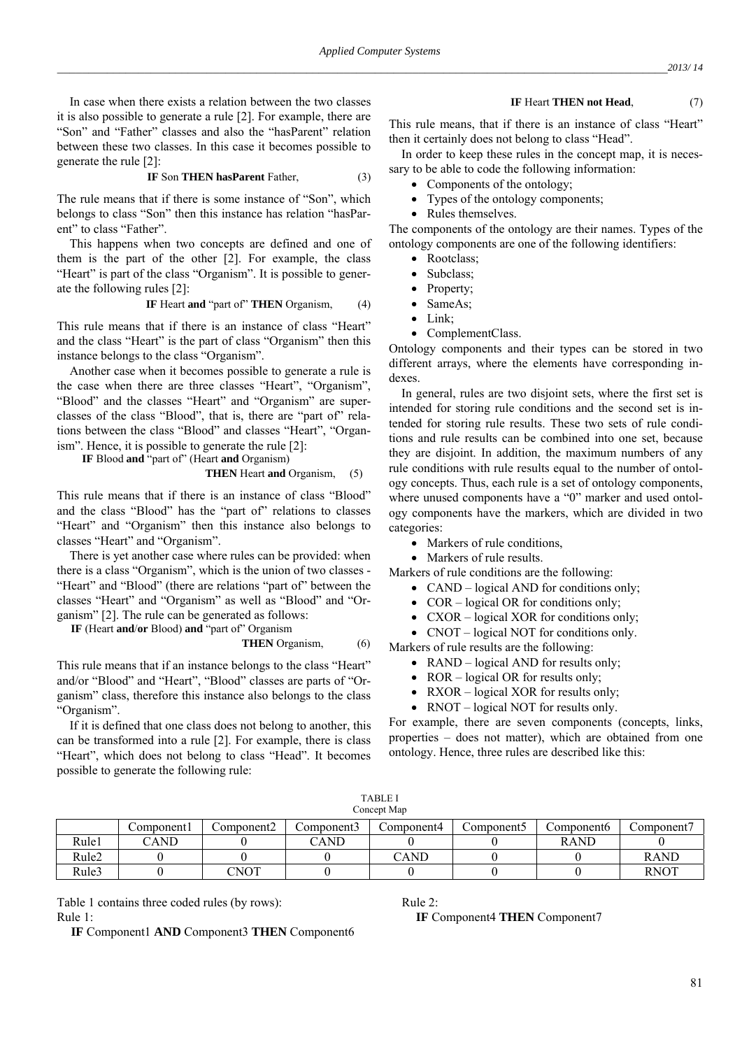In case when there exists a relation between the two classes it is also possible to generate a rule [2]. For example, there are "Son" and "Father" classes and also the "hasParent" relation between these two classes. In this case it becomes possible to generate the rule [2]:

**IF** Son **THEN hasParent** Father, (3)

The rule means that if there is some instance of "Son", which belongs to class "Son" then this instance has relation "hasParent" to class "Father".

This happens when two concepts are defined and one of them is the part of the other [2]. For example, the class "Heart" is part of the class "Organism". It is possible to generate the following rules [2]:

**IF** Heart **and** "part of" **THEN** Organism, (4)

This rule means that if there is an instance of class "Heart" and the class "Heart" is the part of class "Organism" then this instance belongs to the class "Organism".

Another case when it becomes possible to generate a rule is the case when there are three classes "Heart", "Organism", "Blood" and the classes "Heart" and "Organism" are superclasses of the class "Blood", that is, there are "part of" relations between the class "Blood" and classes "Heart", "Organism". Hence, it is possible to generate the rule [2]:

**IF** Blood **and** "part of" (Heart **and** Organism)
**THEN** Heart **and** Organism, (5)

This rule means that if there is an instance of class "Blood" and the class "Blood" has the "part of" relations to classes "Heart" and "Organism" then this instance also belongs to classes "Heart" and "Organism".

There is yet another case where rules can be provided: when there is a class "Organism", which is the union of two classes - "Heart" and "Blood" (there are relations "part of" between the classes "Heart" and "Organism" as well as "Blood" and "Organism" [2]. The rule can be generated as follows:

**IF** (Heart **and**/**or** Blood) **and** "part of" Organism
**THEN** Organism, (6)

This rule means that if an instance belongs to the class "Heart" and/or "Blood" and "Heart", "Blood" classes are parts of "Organism" class, therefore this instance also belongs to the class "Organism".

If it is defined that one class does not belong to another, this can be transformed into a rule [2]. For example, there is class "Heart", which does not belong to class "Head". It becomes possible to generate the following rule:

**IF** Heart **THEN not Head**, (7)

This rule means, that if there is an instance of class "Heart" then it certainly does not belong to class "Head".

In order to keep these rules in the concept map, it is necessary to be able to code the following information:

- Components of the ontology;
- Types of the ontology components;
- Rules themselves.

The components of the ontology are their names. Types of the ontology components are one of the following identifiers:

- Rootclass;
- Subclass;
- Property;
- SameAs;
- Link;
- ComplementClass.

Ontology components and their types can be stored in two different arrays, where the elements have corresponding indexes.

In general, rules are two disjoint sets, where the first set is intended for storing rule conditions and the second set is intended for storing rule results. These two sets of rule conditions and rule results can be combined into one set, because they are disjoint. In addition, the maximum numbers of any rule conditions with rule results equal to the number of ontology concepts. Thus, each rule is a set of ontology components, where unused components have a "0" marker and used ontology components have the markers, which are divided in two categories:

- Markers of rule conditions,
- Markers of rule results.

Markers of rule conditions are the following:

- CAND – logical AND for conditions only;
- COR – logical OR for conditions only;
- CXOR – logical XOR for conditions only;
- CNOT – logical NOT for conditions only.

Markers of rule results are the following:

- RAND – logical AND for results only;
- ROR – logical OR for results only;
- RXOR – logical XOR for results only;
- RNOT – logical NOT for results only.

For example, there are seven components (concepts, links, properties – does not matter), which are obtained from one ontology. Hence, three rules are described like this:

TABLE I
Concept Map

| | Component1 | Component2 | Component3 | Component4 | Component5 | Component6 | Component7 |
|---|---|---|---|---|---|---|---|
| Rule1 | CAND | 0 | CAND | 0 | 0 | RAND | 0 |
| Rule2 | 0 | 0 | 0 | CAND | 0 | 0 | RAND |
| Rule3 | 0 | CNOT | 0 | 0 | 0 | 0 | RNOT |

Table 1 contains three coded rules (by rows):

Rule 1:

**IF** Component1 **AND** Component3 **THEN** Component6

Rule 2:

**IF** Component4 **THEN** Component7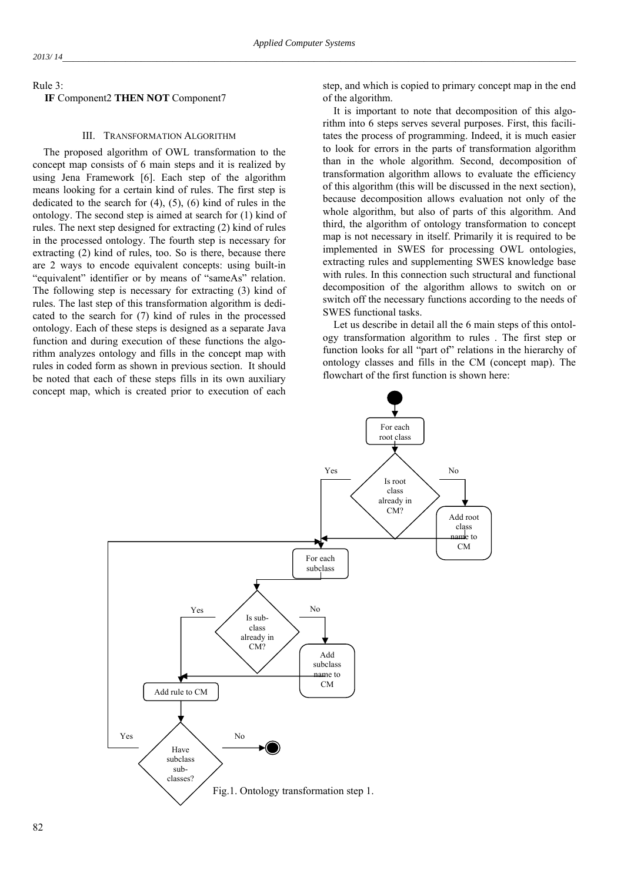Rule 3:

**IF** Component2 **THEN NOT** Component7

### III. Transformation Algorithm

The proposed algorithm of OWL transformation to the concept map consists of 6 main steps and it is realized by using Jena Framework [6]. Each step of the algorithm means looking for a certain kind of rules. The first step is dedicated to the search for (4), (5), (6) kind of rules in the ontology. The second step is aimed at search for (1) kind of rules. The next step designed for extracting (2) kind of rules in the processed ontology. The fourth step is necessary for extracting (2) kind of rules, too. So is there, because there are 2 ways to encode equivalent concepts: using built-in "equivalent" identifier or by means of "sameAs" relation. The following step is necessary for extracting (3) kind of rules. The last step of this transformation algorithm is dedicated to the search for (7) kind of rules in the processed ontology. Each of these steps is designed as a separate Java function and during execution of these functions the algorithm analyzes ontology and fills in the concept map with rules in coded form as shown in previous section. It should be noted that each of these steps fills in its own auxiliary concept map, which is created prior to execution of each step, and which is copied to primary concept map in the end of the algorithm.

It is important to note that decomposition of this algorithm into 6 steps serves several purposes. First, this facilitates the process of programming. Indeed, it is much easier to look for errors in the parts of transformation algorithm than in the whole algorithm. Second, decomposition of transformation algorithm allows to evaluate the efficiency of this algorithm (this will be discussed in the next section), because decomposition allows evaluation not only of the whole algorithm, but also of parts of this algorithm. And third, the algorithm of ontology transformation to concept map is not necessary in itself. Primarily it is required to be implemented in SWES for processing OWL ontologies, extracting rules and supplementing SWES knowledge base with rules. In this connection such structural and functional decomposition of the algorithm allows to switch on or switch off the necessary functions according to the needs of SWES functional tasks.

Let us describe in detail all the 6 main steps of this ontology transformation algorithm to rules . The first step or function looks for all "part of" relations in the hierarchy of ontology classes and fills in the CM (concept map). The flowchart of the first function is shown here:

For each root class

Is root class already in CM?

Yes

No

Add root class name to CM

For each subclass

Is sub-class already in CM?

Yes

No

Add subclass name to CM

Add rule to CM

Have subclass sub-classes?

Yes

No

Fig.1. Ontology transformation step 1.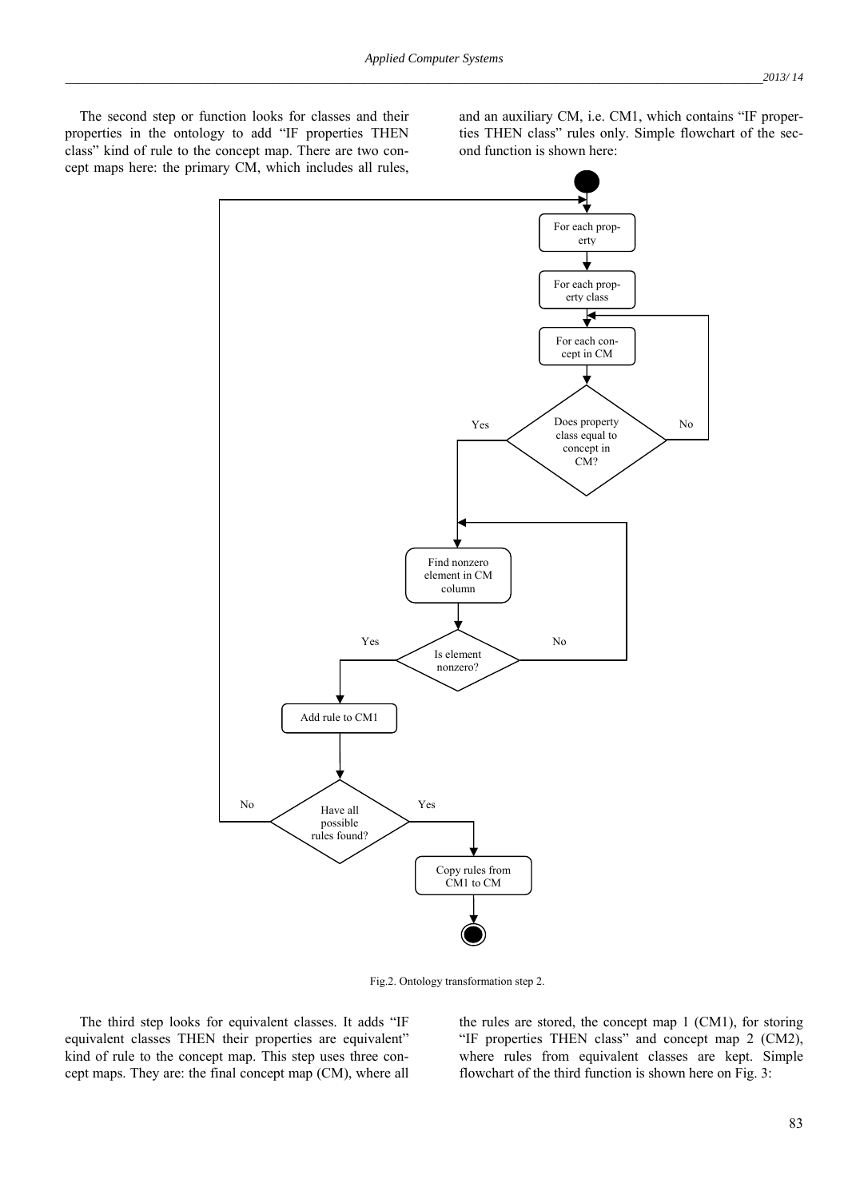The second step or function looks for classes and their properties in the ontology to add "IF properties THEN class" kind of rule to the concept map. There are two concept maps here: the primary CM, which includes all rules, and an auxiliary CM, i.e. CM1, which contains "IF properties THEN class" rules only. Simple flowchart of the second function is shown here:

For each property

For each property class

For each concept in CM

Does property class equal to concept in CM?

Yes

No

Find nonzero element in CM column

Is element nonzero?

Yes

No

Add rule to CM1

Have all possible rules found?

No

Yes

Copy rules from CM1 to CM

Fig.2. Ontology transformation step 2.

The third step looks for equivalent classes. It adds "IF equivalent classes THEN their properties are equivalent" kind of rule to the concept map. This step uses three concept maps. They are: the final concept map (CM), where all the rules are stored, the concept map 1 (CM1), for storing "IF properties THEN class" and concept map 2 (CM2), where rules from equivalent classes are kept. Simple flowchart of the third function is shown here on Fig. 3: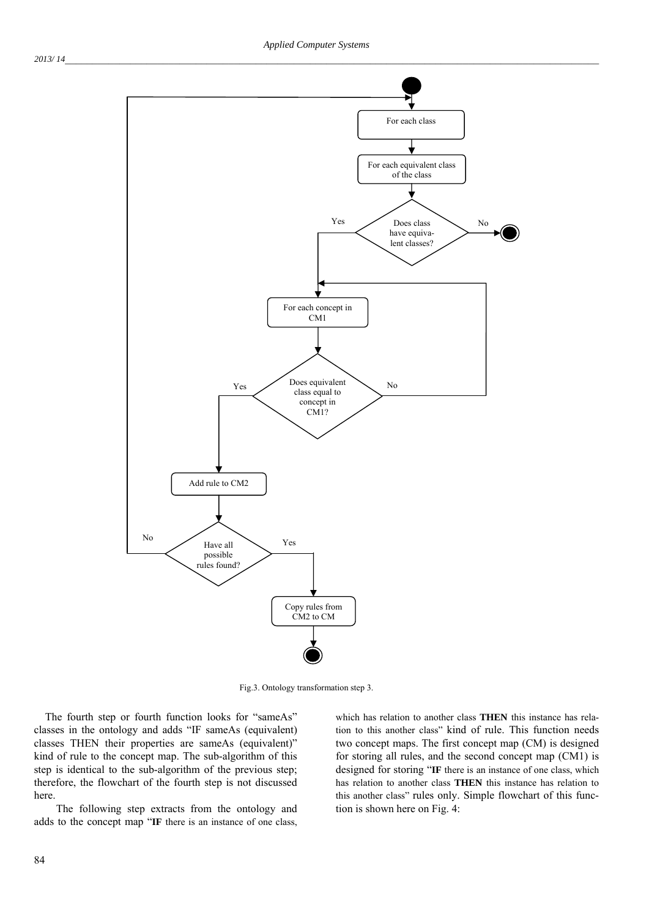For each class

For each equivalent class of the class

Does class have equivalent classes?

Yes

No

For each concept in CM1

Does equivalent class equal to concept in CM1?

Yes

No

Add rule to CM2

Have all possible rules found?

No

Yes

Copy rules from CM2 to CM

Fig.3. Ontology transformation step 3.

The fourth step or fourth function looks for "sameAs" classes in the ontology and adds "IF sameAs (equivalent) classes THEN their properties are sameAs (equivalent)" kind of rule to the concept map. The sub-algorithm of this step is identical to the sub-algorithm of the previous step; therefore, the flowchart of the fourth step is not discussed here.

The following step extracts from the ontology and adds to the concept map "**IF** there is an instance of one class, which has relation to another class **THEN** this instance has relation to this another class" kind of rule. This function needs two concept maps. The first concept map (CM) is designed for storing all rules, and the second concept map (CM1) is designed for storing "**IF** there is an instance of one class, which has relation to another class **THEN** this instance has relation to this another class" rules only. Simple flowchart of this function is shown here on Fig. 4: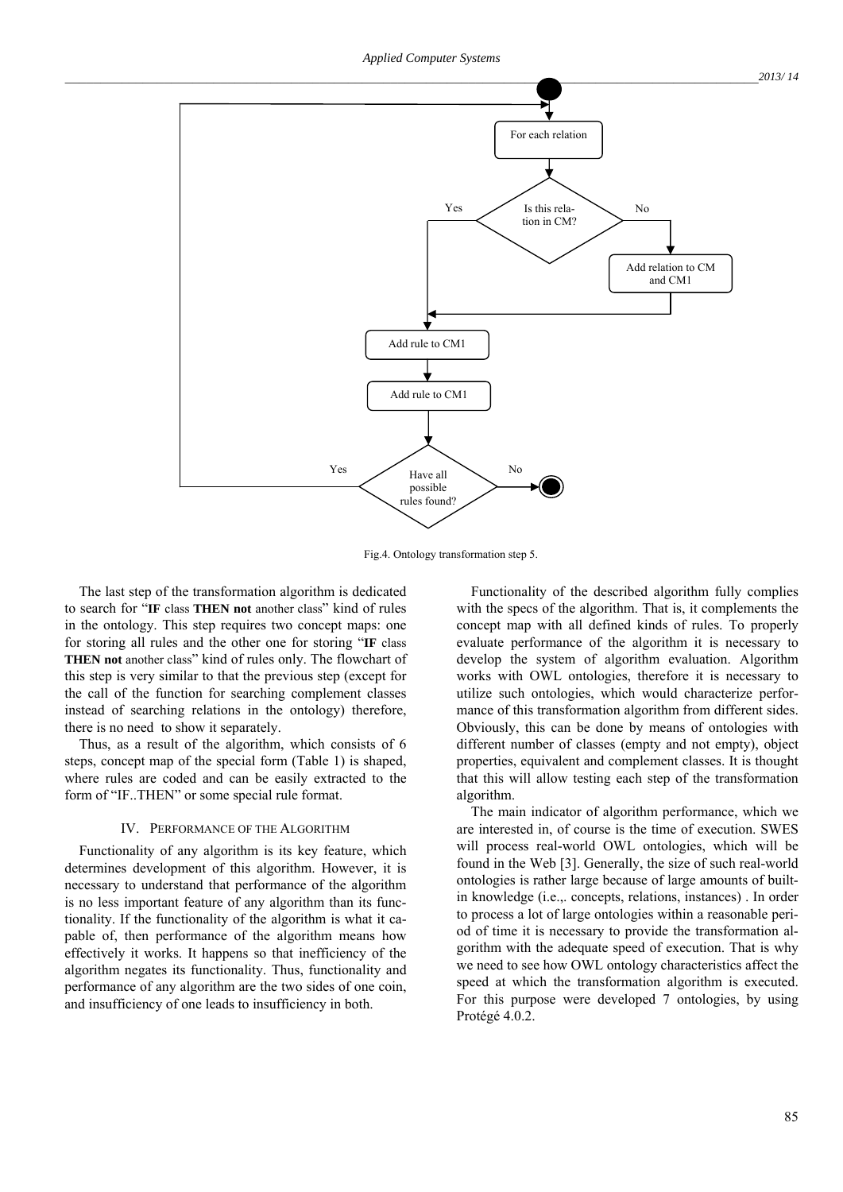For each relation

Is this relation in CM?

Yes

No

Add relation to CM and CM1

Add rule to CM1

Add rule to CM1

Have all possible rules found?

Yes

No

Fig.4. Ontology transformation step 5.

The last step of the transformation algorithm is dedicated to search for "**IF** class **THEN not** another class" kind of rules in the ontology. This step requires two concept maps: one for storing all rules and the other one for storing "**IF** class **THEN not** another class" kind of rules only. The flowchart of this step is very similar to that the previous step (except for the call of the function for searching complement classes instead of searching relations in the ontology) therefore, there is no need to show it separately.

Thus, as a result of the algorithm, which consists of 6 steps, concept map of the special form (Table 1) is shaped, where rules are coded and can be easily extracted to the form of "IF..THEN" or some special rule format.

## IV. Performance of the Algorithm

Functionality of any algorithm is its key feature, which determines development of this algorithm. However, it is necessary to understand that performance of the algorithm is no less important feature of any algorithm than its functionality. If the functionality of the algorithm is what it capable of, then performance of the algorithm means how effectively it works. It happens so that inefficiency of the algorithm negates its functionality. Thus, functionality and performance of any algorithm are the two sides of one coin, and insufficiency of one leads to insufficiency in both.

Functionality of the described algorithm fully complies with the specs of the algorithm. That is, it complements the concept map with all defined kinds of rules. To properly evaluate performance of the algorithm it is necessary to develop the system of algorithm evaluation. Algorithm works with OWL ontologies, therefore it is necessary to utilize such ontologies, which would characterize performance of this transformation algorithm from different sides. Obviously, this can be done by means of ontologies with different number of classes (empty and not empty), object properties, equivalent and complement classes. It is thought that this will allow testing each step of the transformation algorithm.

The main indicator of algorithm performance, which we are interested in, of course is the time of execution. SWES will process real-world OWL ontologies, which will be found in the Web [3]. Generally, the size of such real-world ontologies is rather large because of large amounts of built-in knowledge (i.e.,. concepts, relations, instances) . In order to process a lot of large ontologies within a reasonable period of time it is necessary to provide the transformation algorithm with the adequate speed of execution. That is why we need to see how OWL ontology characteristics affect the speed at which the transformation algorithm is executed. For this purpose were developed 7 ontologies, by using Protégé 4.0.2.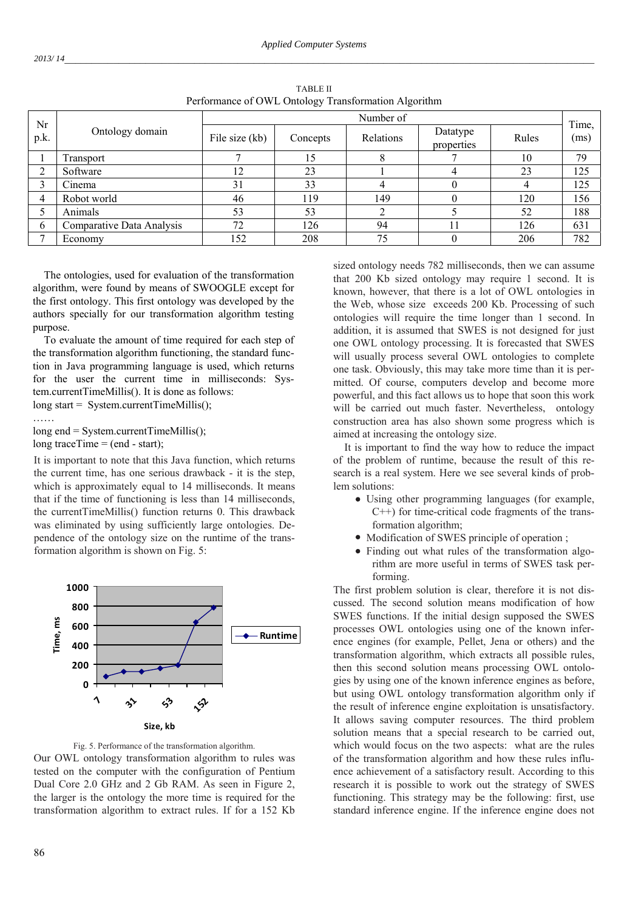TABLE II
Performance of OWL Ontology Transformation Algorithm

| Nr p.k. | Ontology domain | Number of | | | | | Time, (ms) |
|---|---|---|---|---|---|---|---|
| | | File size (kb) | Concepts | Relations | Datatype properties | Rules | |
| 1 | Transport | 7 | 15 | 8 | 7 | 10 | 79 |
| 2 | Software | 12 | 23 | 1 | 4 | 23 | 125 |
| 3 | Cinema | 31 | 33 | 4 | 0 | 4 | 125 |
| 4 | Robot world | 46 | 119 | 149 | 0 | 120 | 156 |
| 5 | Animals | 53 | 53 | 2 | 5 | 52 | 188 |
| 6 | Comparative Data Analysis | 72 | 126 | 94 | 11 | 126 | 631 |
| 7 | Economy | 152 | 208 | 75 | 0 | 206 | 782 |

The ontologies, used for evaluation of the transformation algorithm, were found by means of SWOOGLE except for the first ontology. This first ontology was developed by the authors specially for our transformation algorithm testing purpose.

To evaluate the amount of time required for each step of the transformation algorithm functioning, the standard function in Java programming language is used, which returns for the user the current time in milliseconds: System.currentTimeMillis(). It is done as follows:

```
long start =  System.currentTimeMillis();
……
long end = System.currentTimeMillis();
long traceTime = (end - start);
```

It is important to note that this Java function, which returns the current time, has one serious drawback - it is the step, which is approximately equal to 14 milliseconds. It means that if the time of functioning is less than 14 milliseconds, the currentTimeMillis() function returns 0. This drawback was eliminated by using sufficiently large ontologies. Dependence of the ontology size on the runtime of the transformation algorithm is shown on Fig. 5:

1000
800
600
400
200
0
Time, ms
7
31
53
152
Size, kb
Runtime

Fig. 5. Performance of the transformation algorithm.

Our OWL ontology transformation algorithm to rules was tested on the computer with the configuration of Pentium Dual Core 2.0 GHz and 2 Gb RAM. As seen in Figure 2, the larger is the ontology the more time is required for the transformation algorithm to extract rules. If for a 152 Kb sized ontology needs 782 milliseconds, then we can assume that 200 Kb sized ontology may require 1 second. It is known, however, that there is a lot of OWL ontologies in the Web, whose size exceeds 200 Kb. Processing of such ontologies will require the time longer than 1 second. In addition, it is assumed that SWES is not designed for just one OWL ontology processing. It is forecasted that SWES will usually process several OWL ontologies to complete one task. Obviously, this may take more time than it is permitted. Of course, computers develop and become more powerful, and this fact allows us to hope that soon this work will be carried out much faster. Nevertheless, ontology construction area has also shown some progress which is aimed at increasing the ontology size.

It is important to find the way how to reduce the impact of the problem of runtime, because the result of this research is a real system. Here we see several kinds of problem solutions:

- Using other programming languages (for example, C++) for time-critical code fragments of the transformation algorithm;
- Modification of SWES principle of operation ;
- Finding out what rules of the transformation algorithm are more useful in terms of SWES task performing.

The first problem solution is clear, therefore it is not discussed. The second solution means modification of how SWES functions. If the initial design supposed the SWES processes OWL ontologies using one of the known inference engines (for example, Pellet, Jena or others) and the transformation algorithm, which extracts all possible rules, then this second solution means processing OWL ontologies by using one of the known inference engines as before, but using OWL ontology transformation algorithm only if the result of inference engine exploitation is unsatisfactory. It allows saving computer resources. The third problem solution means that a special research to be carried out, which would focus on the two aspects: what are the rules of the transformation algorithm and how these rules influence achievement of a satisfactory result. According to this research it is possible to work out the strategy of SWES functioning. This strategy may be the following: first, use standard inference engine. If the inference engine does not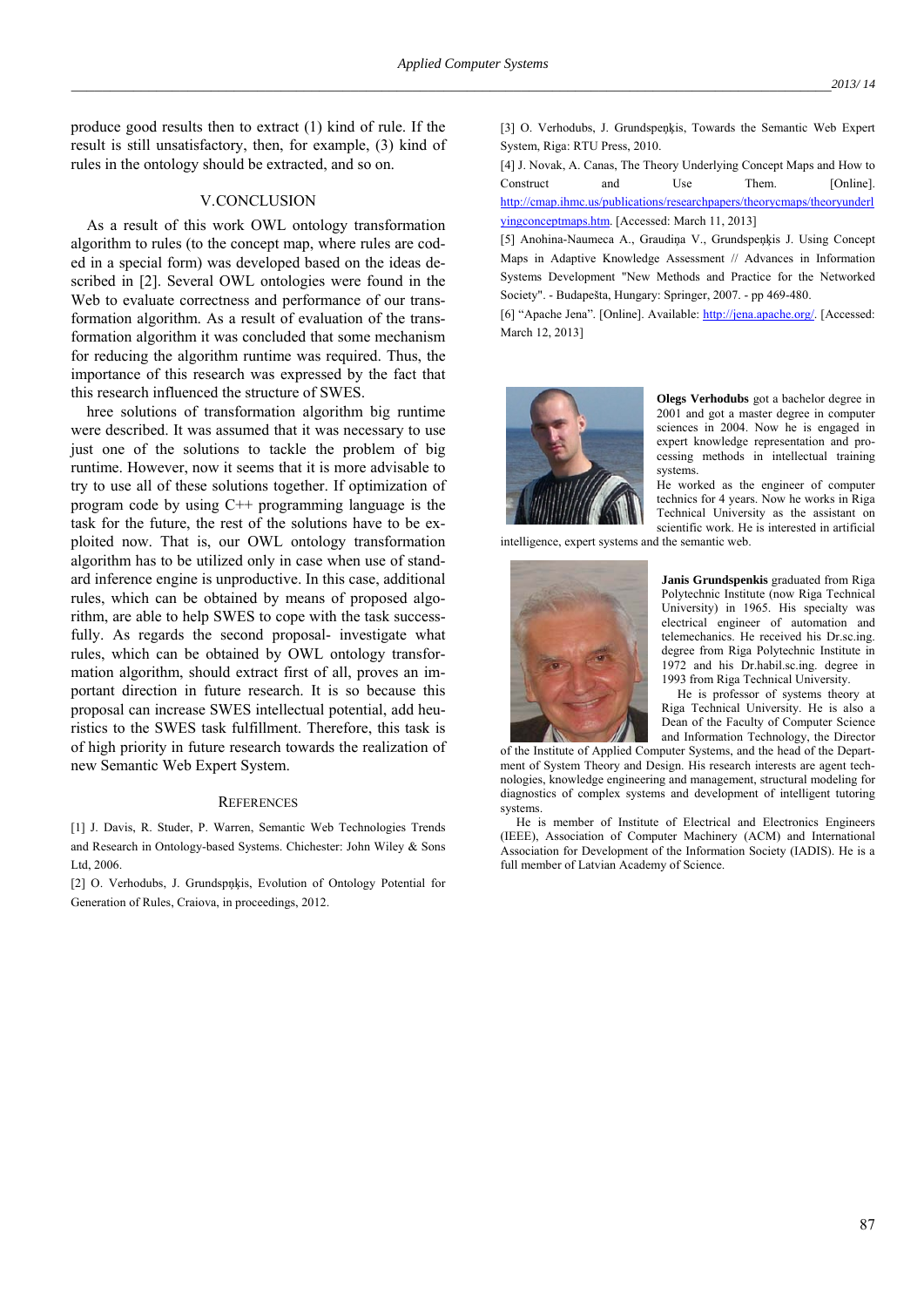produce good results then to extract (1) kind of rule. If the result is still unsatisfactory, then, for example, (3) kind of rules in the ontology should be extracted, and so on.

## V. CONCLUSION

As a result of this work OWL ontology transformation algorithm to rules (to the concept map, where rules are coded in a special form) was developed based on the ideas described in [2]. Several OWL ontologies were found in the Web to evaluate correctness and performance of our transformation algorithm. As a result of evaluation of the transformation algorithm it was concluded that some mechanism for reducing the algorithm runtime was required. Thus, the importance of this research was expressed by the fact that this research influenced the structure of SWES.

hree solutions of transformation algorithm big runtime were described. It was assumed that it was necessary to use just one of the solutions to tackle the problem of big runtime. However, now it seems that it is more advisable to try to use all of these solutions together. If optimization of program code by using C++ programming language is the task for the future, the rest of the solutions have to be exploited now. That is, our OWL ontology transformation algorithm has to be utilized only in case when use of standard inference engine is unproductive. In this case, additional rules, which can be obtained by means of proposed algorithm, are able to help SWES to cope with the task successfully. As regards the second proposal- investigate what rules, which can be obtained by OWL ontology transformation algorithm, should extract first of all, proves an important direction in future research. It is so because this proposal can increase SWES intellectual potential, add heuristics to the SWES task fulfillment. Therefore, this task is of high priority in future research towards the realization of new Semantic Web Expert System.

## REFERENCES

[1] J. Davis, R. Studer, P. Warren, Semantic Web Technologies Trends and Research in Ontology-based Systems. Chichester: John Wiley & Sons Ltd, 2006.

[2] O. Verhodubs, J. Grundspņķis, Evolution of Ontology Potential for Generation of Rules, Craiova, in proceedings, 2012.

[3] O. Verhodubs, J. Grundspeņķis, Towards the Semantic Web Expert System, Riga: RTU Press, 2010.

[4] J. Novak, A. Canas, The Theory Underlying Concept Maps and How to Construct and Use Them. [Online]. http://cmap.ihmc.us/publications/researchpapers/theorycmaps/theoryunderlyingconceptmaps.htm. [Accessed: March 11, 2013]

[5] Anohina-Naumeca A., Graudiņa V., Grundspeņķis J. Using Concept Maps in Adaptive Knowledge Assessment // Advances in Information Systems Development "New Methods and Practice for the Networked Society". - Budapešta, Hungary: Springer, 2007. - pp 469-480.

[6] "Apache Jena". [Online]. Available: http://jena.apache.org/. [Accessed: March 12, 2013]

**Olegs Verhodubs** got a bachelor degree in 2001 and got a master degree in computer sciences in 2004. Now he is engaged in expert knowledge representation and processing methods in intellectual training systems.
He worked as the engineer of computer technics for 4 years. Now he works in Riga Technical University as the assistant on scientific work. He is interested in artificial intelligence, expert systems and the semantic web.

**Janis Grundspenkis** graduated from Riga Polytechnic Institute (now Riga Technical University) in 1965. His specialty was electrical engineer of automation and telemechanics. He received his Dr.sc.ing. degree from Riga Polytechnic Institute in 1972 and his Dr.habil.sc.ing. degree in 1993 from Riga Technical University.

He is professor of systems theory at Riga Technical University. He is also a Dean of the Faculty of Computer Science and Information Technology, the Director of the Institute of Applied Computer Systems, and the head of the Department of System Theory and Design. His research interests are agent technologies, knowledge engineering and management, structural modeling for diagnostics of complex systems and development of intelligent tutoring systems.

He is member of Institute of Electrical and Electronics Engineers (IEEE), Association of Computer Machinery (ACM) and International Association for Development of the Information Society (IADIS). He is a full member of Latvian Academy of Science.